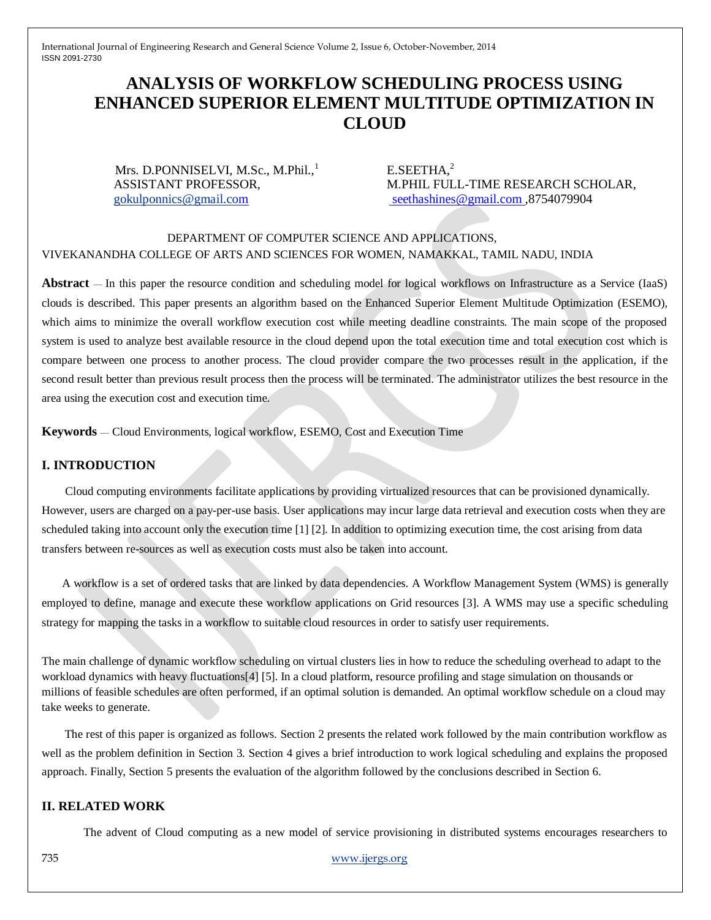# ANALYSIS OF WORKFLOW SCHEDULING PROCESS USING ENHANCED SUPERIOR ELEMENT MULTITUDE OPTIMIZATION IN CLOUD

Mrs. D.PONNISELVI, M.Sc., M.Phil.,[1]
ASSISTANT PROFESSOR,
gokulponnics@gmail.com

E.SEETHA,[2]
M.PHIL FULL-TIME RESEARCH SCHOLAR,
seethashines@gmail.com ,8754079904

DEPARTMENT OF COMPUTER SCIENCE AND APPLICATIONS,
VIVEKANANDHA COLLEGE OF ARTS AND SCIENCES FOR WOMEN, NAMAKKAL, TAMIL NADU, INDIA

**Abstract** — In this paper the resource condition and scheduling model for logical workflows on Infrastructure as a Service (IaaS) clouds is described. This paper presents an algorithm based on the Enhanced Superior Element Multitude Optimization (ESEMO), which aims to minimize the overall workflow execution cost while meeting deadline constraints. The main scope of the proposed system is used to analyze best available resource in the cloud depend upon the total execution time and total execution cost which is compare between one process to another process. The cloud provider compare the two processes result in the application, if the second result better than previous result process then the process will be terminated. The administrator utilizes the best resource in the area using the execution cost and execution time.

**Keywords** — Cloud Environments, logical workflow, ESEMO, Cost and Execution Time

## I. INTRODUCTION

Cloud computing environments facilitate applications by providing virtualized resources that can be provisioned dynamically. However, users are charged on a pay-per-use basis. User applications may incur large data retrieval and execution costs when they are scheduled taking into account only the execution time [1] [2]. In addition to optimizing execution time, the cost arising from data transfers between re-sources as well as execution costs must also be taken into account.

A workflow is a set of ordered tasks that are linked by data dependencies. A Workflow Management System (WMS) is generally employed to define, manage and execute these workflow applications on Grid resources [3]. A WMS may use a specific scheduling strategy for mapping the tasks in a workflow to suitable cloud resources in order to satisfy user requirements.

The main challenge of dynamic workflow scheduling on virtual clusters lies in how to reduce the scheduling overhead to adapt to the workload dynamics with heavy fluctuations[4] [5]. In a cloud platform, resource profiling and stage simulation on thousands or millions of feasible schedules are often performed, if an optimal solution is demanded. An optimal workflow schedule on a cloud may take weeks to generate.

The rest of this paper is organized as follows. Section 2 presents the related work followed by the main contribution workflow as well as the problem definition in Section 3. Section 4 gives a brief introduction to work logical scheduling and explains the proposed approach. Finally, Section 5 presents the evaluation of the algorithm followed by the conclusions described in Section 6.

## II. RELATED WORK

The advent of Cloud computing as a new model of service provisioning in distributed systems encourages researchers to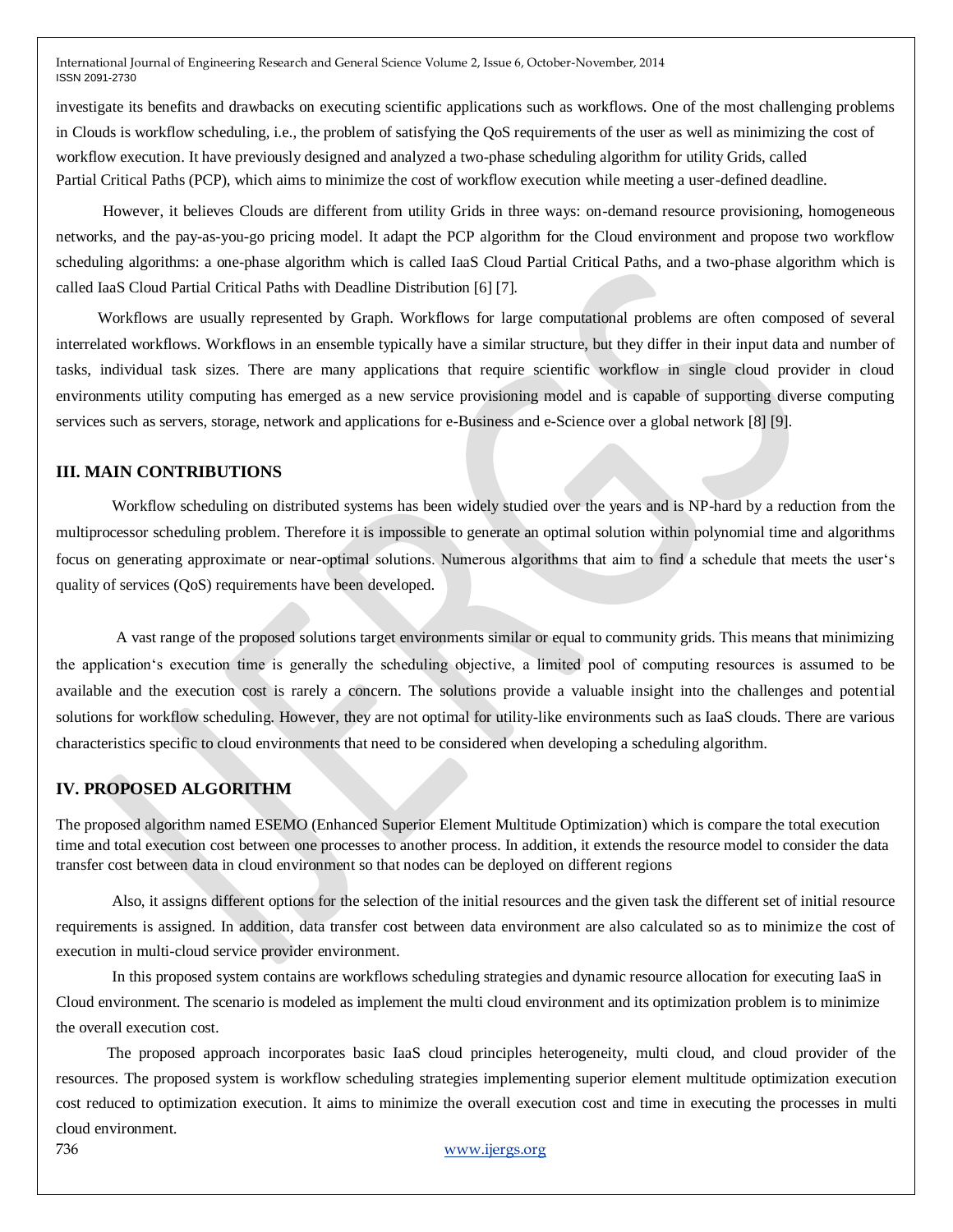investigate its benefits and drawbacks on executing scientific applications such as workflows. One of the most challenging problems in Clouds is workflow scheduling, i.e., the problem of satisfying the QoS requirements of the user as well as minimizing the cost of workflow execution. It have previously designed and analyzed a two-phase scheduling algorithm for utility Grids, called Partial Critical Paths (PCP), which aims to minimize the cost of workflow execution while meeting a user-defined deadline.

However, it believes Clouds are different from utility Grids in three ways: on-demand resource provisioning, homogeneous networks, and the pay-as-you-go pricing model. It adapt the PCP algorithm for the Cloud environment and propose two workflow scheduling algorithms: a one-phase algorithm which is called IaaS Cloud Partial Critical Paths, and a two-phase algorithm which is called IaaS Cloud Partial Critical Paths with Deadline Distribution [6] [7].

Workflows are usually represented by Graph. Workflows for large computational problems are often composed of several interrelated workflows. Workflows in an ensemble typically have a similar structure, but they differ in their input data and number of tasks, individual task sizes. There are many applications that require scientific workflow in single cloud provider in cloud environments utility computing has emerged as a new service provisioning model and is capable of supporting diverse computing services such as servers, storage, network and applications for e-Business and e-Science over a global network [8] [9].

## III. MAIN CONTRIBUTIONS

Workflow scheduling on distributed systems has been widely studied over the years and is NP-hard by a reduction from the multiprocessor scheduling problem. Therefore it is impossible to generate an optimal solution within polynomial time and algorithms focus on generating approximate or near-optimal solutions. Numerous algorithms that aim to find a schedule that meets the user's quality of services (QoS) requirements have been developed.

A vast range of the proposed solutions target environments similar or equal to community grids. This means that minimizing the application's execution time is generally the scheduling objective, a limited pool of computing resources is assumed to be available and the execution cost is rarely a concern. The solutions provide a valuable insight into the challenges and potential solutions for workflow scheduling. However, they are not optimal for utility-like environments such as IaaS clouds. There are various characteristics specific to cloud environments that need to be considered when developing a scheduling algorithm.

## IV. PROPOSED ALGORITHM

The proposed algorithm named ESEMO (Enhanced Superior Element Multitude Optimization) which is compare the total execution time and total execution cost between one processes to another process. In addition, it extends the resource model to consider the data transfer cost between data in cloud environment so that nodes can be deployed on different regions

Also, it assigns different options for the selection of the initial resources and the given task the different set of initial resource requirements is assigned. In addition, data transfer cost between data environment are also calculated so as to minimize the cost of execution in multi-cloud service provider environment.

In this proposed system contains are workflows scheduling strategies and dynamic resource allocation for executing IaaS in Cloud environment. The scenario is modeled as implement the multi cloud environment and its optimization problem is to minimize the overall execution cost.

The proposed approach incorporates basic IaaS cloud principles heterogeneity, multi cloud, and cloud provider of the resources. The proposed system is workflow scheduling strategies implementing superior element multitude optimization execution cost reduced to optimization execution. It aims to minimize the overall execution cost and time in executing the processes in multi cloud environment.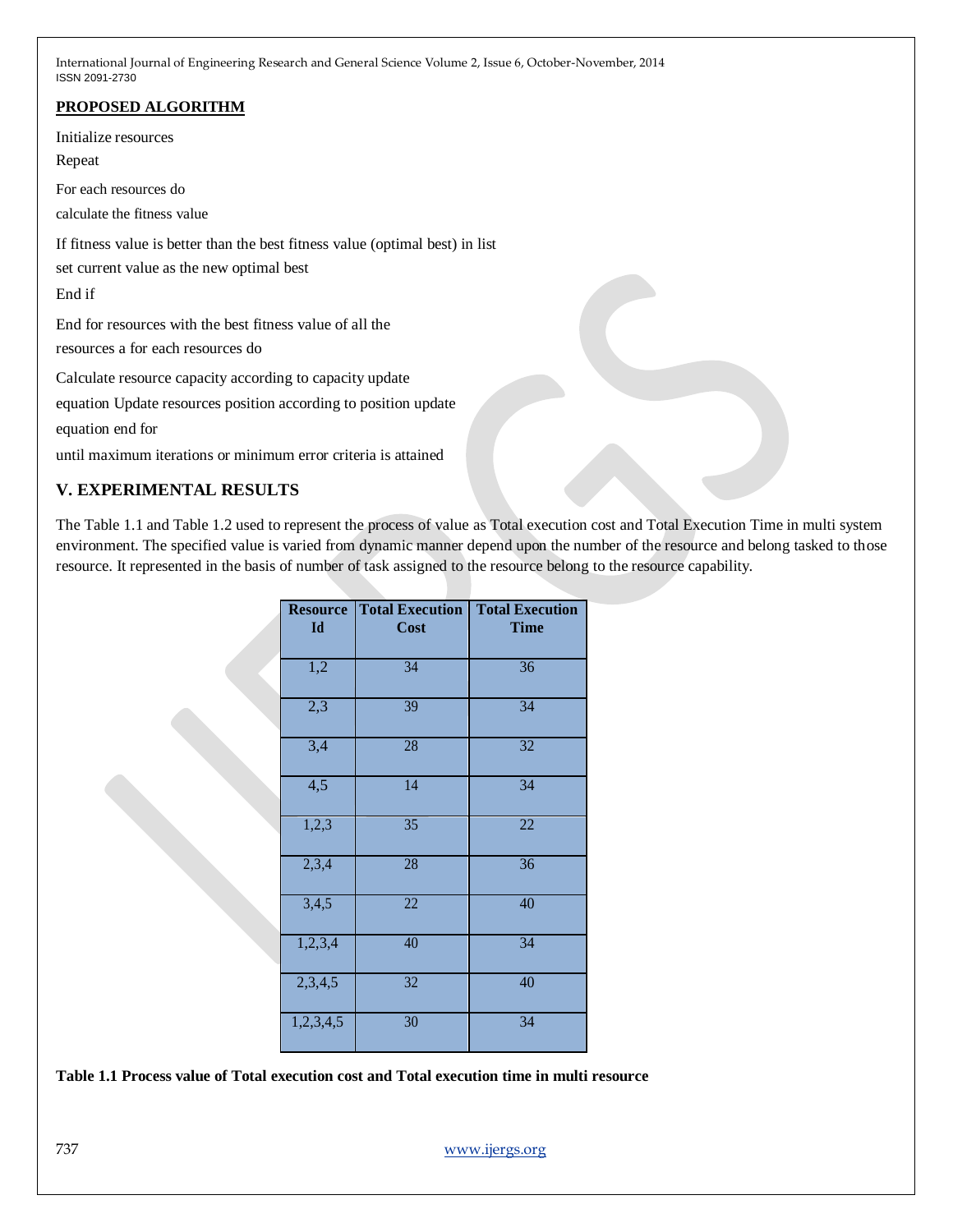## PROPOSED ALGORITHM

Initialize resources

Repeat

For each resources do

calculate the fitness value

If fitness value is better than the best fitness value (optimal best) in list

set current value as the new optimal best

End if

End for resources with the best fitness value of all the resources a for each resources do

Calculate resource capacity according to capacity update equation Update resources position according to position update equation end for

until maximum iterations or minimum error criteria is attained

## V. EXPERIMENTAL RESULTS

The Table 1.1 and Table 1.2 used to represent the process of value as Total execution cost and Total Execution Time in multi system environment. The specified value is varied from dynamic manner depend upon the number of the resource and belong tasked to those resource. It represented in the basis of number of task assigned to the resource belong to the resource capability.

| Resource Id | Total Execution Cost | Total Execution Time |
|---|---|---|
| 1,2 | 34 | 36 |
| 2,3 | 39 | 34 |
| 3,4 | 28 | 32 |
| 4,5 | 14 | 34 |
| 1,2,3 | 35 | 22 |
| 2,3,4 | 28 | 36 |
| 3,4,5 | 22 | 40 |
| 1,2,3,4 | 40 | 34 |
| 2,3,4,5 | 32 | 40 |
| 1,2,3,4,5 | 30 | 34 |

**Table 1.1 Process value of Total execution cost and Total execution time in multi resource**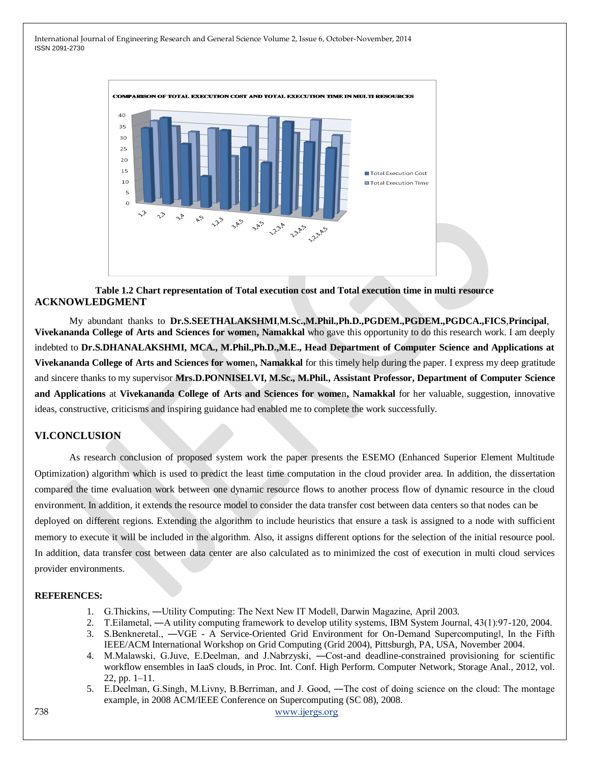Table 1.2 Chart representation of Total execution cost and Total execution time in multi resource

## ACKNOWLEDGMENT

My abundant thanks to **Dr.S.SEETHALAKSHMI**,**M.Sc.,M.Phil.,Ph.D.,PGDEM.,PGDEM.,PGDCA.,FICS**,**Principal**, **Vivekananda College of Arts and Sciences for women, Namakkal** who gave this opportunity to do this research work. I am deeply indebted to **Dr.S.DHANALAKSHMI, MCA., M.Phil.,Ph.D.,M.E., Head Department of Computer Science and Applications at Vivekananda College of Arts and Sciences for women, Namakkal** for this timely help during the paper. I express my deep gratitude and sincere thanks to my supervisor **Mrs.D.PONNISELVI, M.Sc., M.Phil., Assistant Professor, Department of Computer Science and Applications** at **Vivekananda College of Arts and Sciences for women, Namakkal** for her valuable, suggestion, innovative ideas, constructive, criticisms and inspiring guidance had enabled me to complete the work successfully.

## VI.CONCLUSION

As research conclusion of proposed system work the paper presents the ESEMO (Enhanced Superior Element Multitude Optimization) algorithm which is used to predict the least time computation in the cloud provider area. In addition, the dissertation compared the time evaluation work between one dynamic resource flows to another process flow of dynamic resource in the cloud environment. In addition, it extends the resource model to consider the data transfer cost between data centers so that nodes can be deployed on different regions. Extending the algorithm to include heuristics that ensure a task is assigned to a node with sufficient memory to execute it will be included in the algorithm. Also, it assigns different options for the selection of the initial resource pool. In addition, data transfer cost between data center are also calculated as to minimized the cost of execution in multi cloud services provider environments.

## REFERENCES:

1. G.Thickins, ―Utility Computing: The Next New IT Model‖, Darwin Magazine, April 2003.
2. T.Eilametal, ―A utility computing framework to develop utility systems, IBM System Journal, 43(1):97-120, 2004.
3. S.Benkneretal., ―VGE - A Service-Oriented Grid Environment for On-Demand Supercomputing‖, In the Fifth IEEE/ACM International Workshop on Grid Computing (Grid 2004), Pittsburgh, PA, USA, November 2004.
4. M.Malawski, G.Juve, E.Deelman, and J.Nabrzyski, ―Cost-and deadline-constrained provisioning for scientific workflow ensembles in IaaS clouds, in Proc. Int. Conf. High Perform. Computer Network, Storage Anal., 2012, vol. 22, pp. 1–11.
5. E.Deelman, G.Singh, M.Livny, B.Berriman, and J. Good, ―The cost of doing science on the cloud: The montage example, in 2008 ACM/IEEE Conference on Supercomputing (SC 08), 2008.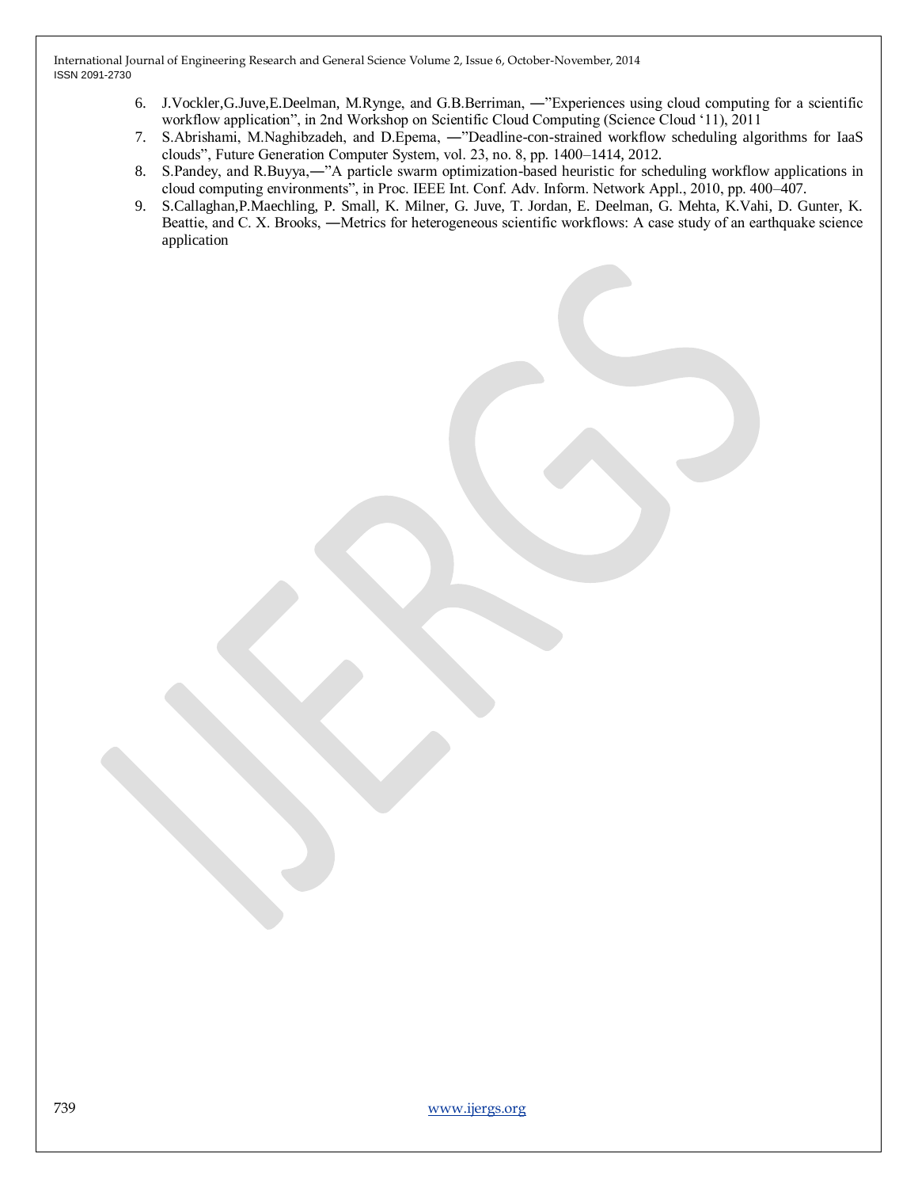6. J.Vockler,G.Juve,E.Deelman, M.Rynge, and G.B.Berriman, ―"Experiences using cloud computing for a scientific workflow application", in 2nd Workshop on Scientific Cloud Computing (Science Cloud '11), 2011
7. S.Abrishami, M.Naghibzadeh, and D.Epema, ―"Deadline-con-strained workflow scheduling algorithms for IaaS clouds", Future Generation Computer System, vol. 23, no. 8, pp. 1400–1414, 2012.
8. S.Pandey, and R.Buyya,―"A particle swarm optimization-based heuristic for scheduling workflow applications in cloud computing environments", in Proc. IEEE Int. Conf. Adv. Inform. Network Appl., 2010, pp. 400–407.
9. S.Callaghan,P.Maechling, P. Small, K. Milner, G. Juve, T. Jordan, E. Deelman, G. Mehta, K.Vahi, D. Gunter, K. Beattie, and C. X. Brooks, ―Metrics for heterogeneous scientific workflows: A case study of an earthquake science application